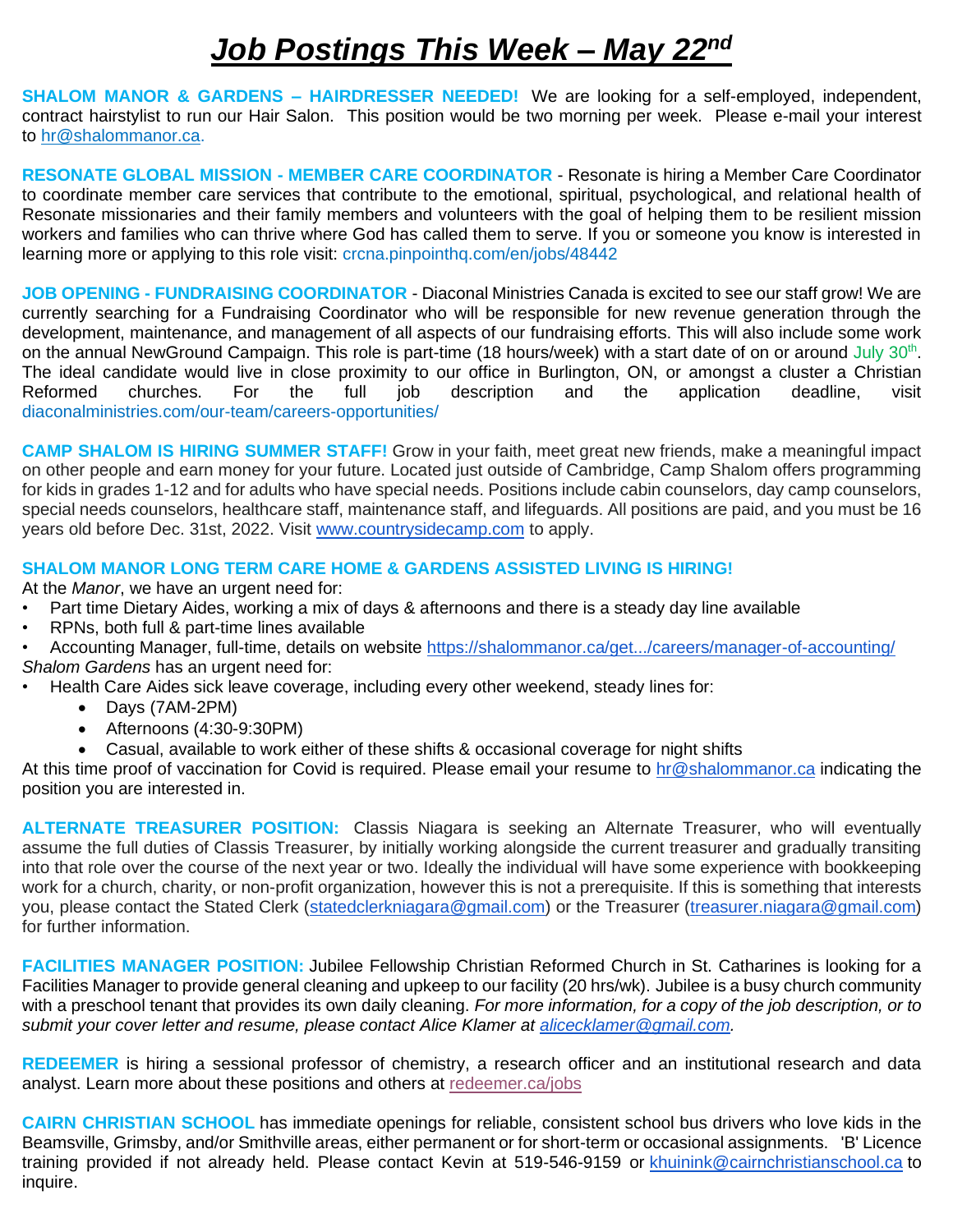# *Job Postings This Week – May 22nd*

**SHALOM MANOR & GARDENS – HAIRDRESSER NEEDED!** We are looking for a self-employed, independent, contract hairstylist to run our Hair Salon. This position would be two morning per week. Please e-mail your interest to hr@shalommanor.ca.

**RESONATE GLOBAL MISSION - MEMBER CARE COORDINATOR** - Resonate is hiring a Member Care Coordinator to coordinate member care services that contribute to the emotional, spiritual, psychological, and relational health of Resonate missionaries and their family members and volunteers with the goal of helping them to be resilient mission workers and families who can thrive where God has called them to serve. If you or someone you know is interested in learning more or applying to this role visit: crcna.pinpointhq.com/en/jobs/48442

**JOB OPENING - FUNDRAISING COORDINATOR** - Diaconal Ministries Canada is excited to see our staff grow! We are currently searching for a Fundraising Coordinator who will be responsible for new revenue generation through the development, maintenance, and management of all aspects of our fundraising efforts. This will also include some work on the annual NewGround Campaign. This role is part-time (18 hours/week) with a start date of on or around July 30th. The ideal candidate would live in close proximity to our office in Burlington, ON, or amongst a cluster a Christian Reformed churches. For the full job description and the application deadline, visit diaconalministries.com/our-team/careers-opportunities/

**CAMP SHALOM IS HIRING SUMMER STAFF!** Grow in your faith, meet great new friends, make a meaningful impact on other people and earn money for your future. Located just outside of Cambridge, Camp Shalom offers programming for kids in grades 1-12 and for adults who have special needs. Positions include cabin counselors, day camp counselors, special needs counselors, healthcare staff, maintenance staff, and lifeguards. All positions are paid, and you must be 16 years old before Dec. 31st, 2022. Visit www.countrysidecamp.com to apply.

**SHALOM MANOR LONG TERM CARE HOME & GARDENS ASSISTED LIVING IS HIRING!**

At the *Manor*, we have an urgent need for:

- Part time Dietary Aides, working a mix of days & afternoons and there is a steady day line available
- RPNs, both full & part-time lines available
- Accounting Manager, full-time, details on website https://shalommanor.ca/get.../careers/manager-of-accounting/

*Shalom Gardens* has an urgent need for:

- Health Care Aides sick leave coverage, including every other weekend, steady lines for:
  - Days (7AM-2PM)
  - Afternoons (4:30-9:30PM)
  - Casual, available to work either of these shifts & occasional coverage for night shifts

At this time proof of vaccination for Covid is required. Please email your resume to hr@shalommanor.ca indicating the position you are interested in.

**ALTERNATE TREASURER POSITION:** Classis Niagara is seeking an Alternate Treasurer, who will eventually assume the full duties of Classis Treasurer, by initially working alongside the current treasurer and gradually transiting into that role over the course of the next year or two. Ideally the individual will have some experience with bookkeeping work for a church, charity, or non-profit organization, however this is not a prerequisite. If this is something that interests you, please contact the Stated Clerk (statedclerkniagara@gmail.com) or the Treasurer (treasurer.niagara@gmail.com) for further information.

**FACILITIES MANAGER POSITION:** Jubilee Fellowship Christian Reformed Church in St. Catharines is looking for a Facilities Manager to provide general cleaning and upkeep to our facility (20 hrs/wk). Jubilee is a busy church community with a preschool tenant that provides its own daily cleaning. *For more information, for a copy of the job description, or to submit your cover letter and resume, please contact Alice Klamer at alicecklamer@gmail.com.*

**REDEEMER** is hiring a sessional professor of chemistry, a research officer and an institutional research and data analyst. Learn more about these positions and others at redeemer.ca/jobs

**CAIRN CHRISTIAN SCHOOL** has immediate openings for reliable, consistent school bus drivers who love kids in the Beamsville, Grimsby, and/or Smithville areas, either permanent or for short-term or occasional assignments. 'B' Licence training provided if not already held. Please contact Kevin at 519-546-9159 or khuinink@cairnchristianschool.ca to inquire.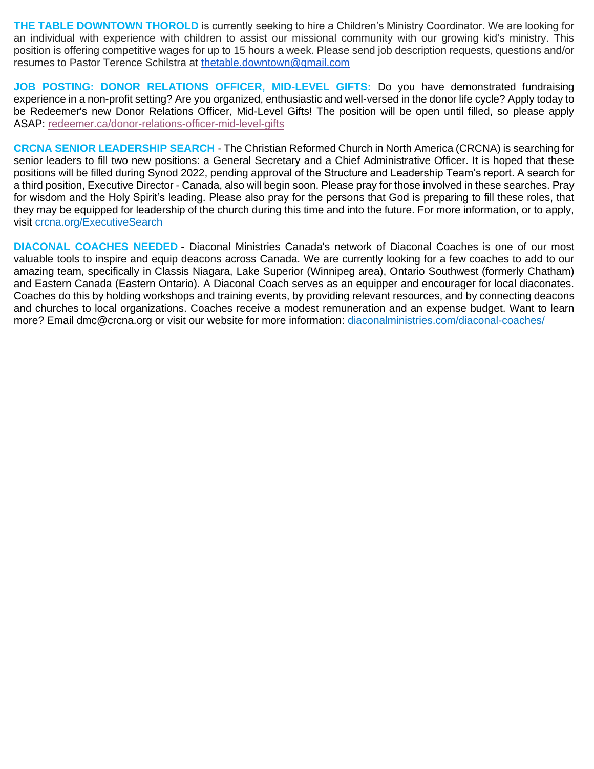**THE TABLE DOWNTOWN THOROLD** is currently seeking to hire a Children's Ministry Coordinator. We are looking for an individual with experience with children to assist our missional community with our growing kid's ministry. This position is offering competitive wages for up to 15 hours a week. Please send job description requests, questions and/or resumes to Pastor Terence Schilstra at thetable.downtown@gmail.com

**JOB POSTING: DONOR RELATIONS OFFICER, MID-LEVEL GIFTS:** Do you have demonstrated fundraising experience in a non-profit setting? Are you organized, enthusiastic and well-versed in the donor life cycle? Apply today to be Redeemer's new Donor Relations Officer, Mid-Level Gifts! The position will be open until filled, so please apply ASAP: redeemer.ca/donor-relations-officer-mid-level-gifts

**CRCNA SENIOR LEADERSHIP SEARCH** - The Christian Reformed Church in North America (CRCNA) is searching for senior leaders to fill two new positions: a General Secretary and a Chief Administrative Officer. It is hoped that these positions will be filled during Synod 2022, pending approval of the Structure and Leadership Team's report. A search for a third position, Executive Director - Canada, also will begin soon. Please pray for those involved in these searches. Pray for wisdom and the Holy Spirit's leading. Please also pray for the persons that God is preparing to fill these roles, that they may be equipped for leadership of the church during this time and into the future. For more information, or to apply, visit crcna.org/ExecutiveSearch

**DIACONAL COACHES NEEDED** - Diaconal Ministries Canada's network of Diaconal Coaches is one of our most valuable tools to inspire and equip deacons across Canada. We are currently looking for a few coaches to add to our amazing team, specifically in Classis Niagara, Lake Superior (Winnipeg area), Ontario Southwest (formerly Chatham) and Eastern Canada (Eastern Ontario). A Diaconal Coach serves as an equipper and encourager for local diaconates. Coaches do this by holding workshops and training events, by providing relevant resources, and by connecting deacons and churches to local organizations. Coaches receive a modest remuneration and an expense budget. Want to learn more? Email dmc@crcna.org or visit our website for more information: diaconalministries.com/diaconal-coaches/